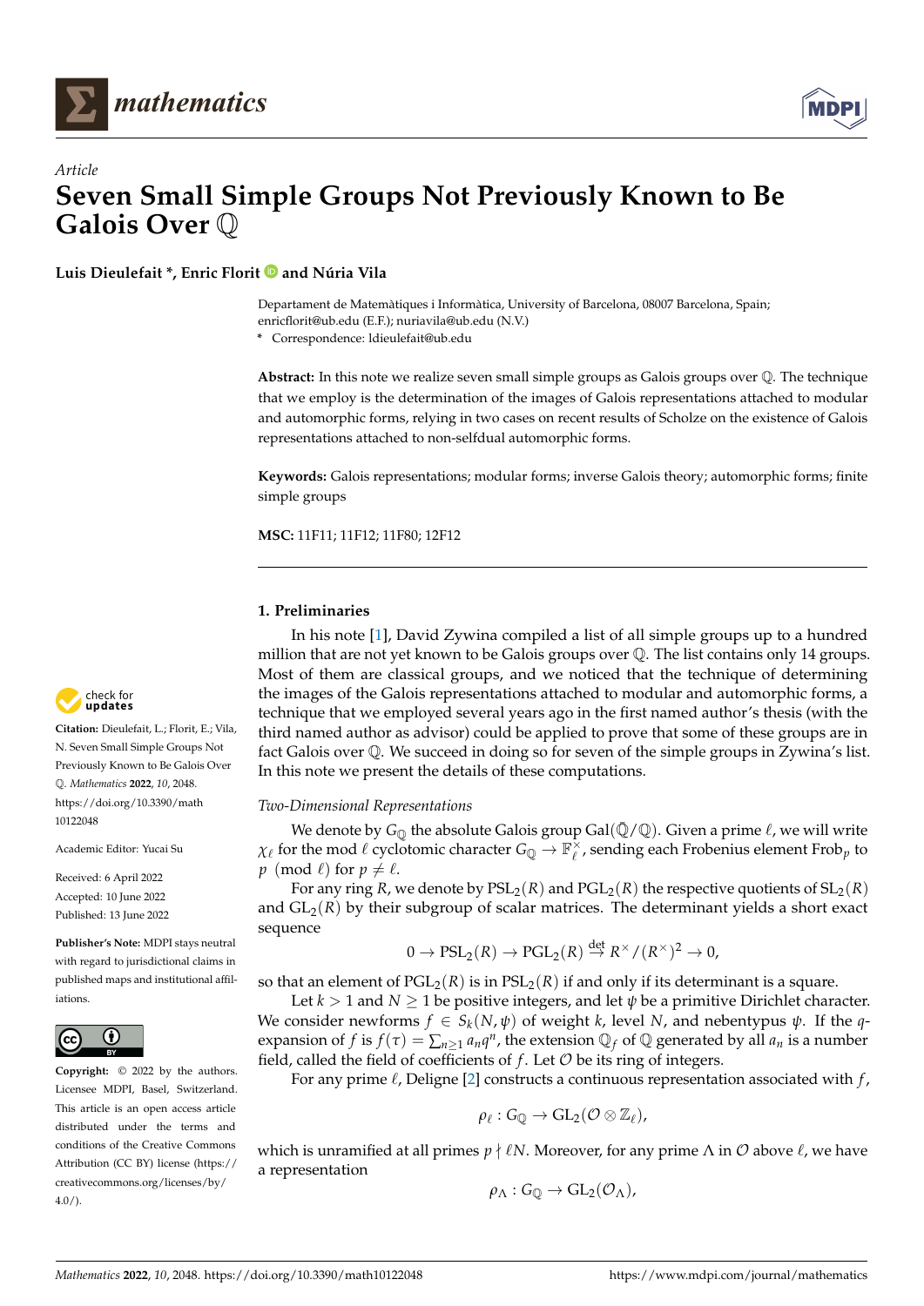*Article*

# Seven Small Simple Groups Not Previously Known to Be Galois Over $\mathbb{Q}$

**Luis Dieulefait \*, Enric Florit and Núria Vila**

Departament de Matemàtiques i Informàtica, University of Barcelona, 08007 Barcelona, Spain; enricflorit@ub.edu (E.F.); nuriavila@ub.edu (N.V.)

\* Correspondence: ldieulefait@ub.edu

**Abstract:** In this note we realize seven small simple groups as Galois groups over $\mathbb{Q}$. The technique that we employ is the determination of the images of Galois representations attached to modular and automorphic forms, relying in two cases on recent results of Scholze on the existence of Galois representations attached to non-selfdual automorphic forms.

**Keywords:** Galois representations; modular forms; inverse Galois theory; automorphic forms; finite simple groups

**MSC:** 11F11; 11F12; 11F80; 12F12

**Citation:** Dieulefait, L.; Florit, E.; Vila, N. Seven Small Simple Groups Not Previously Known to Be Galois Over $\mathbb{Q}$. *Mathematics* **2022**, *10*, 2048. https://doi.org/10.3390/math10122048

Academic Editor: Yucai Su

Received: 6 April 2022
Accepted: 10 June 2022
Published: 13 June 2022

**Publisher's Note:** MDPI stays neutral with regard to jurisdictional claims in published maps and institutional affiliations.

**Copyright:** © 2022 by the authors. Licensee MDPI, Basel, Switzerland. This article is an open access article distributed under the terms and conditions of the Creative Commons Attribution (CC BY) license (https://creativecommons.org/licenses/by/4.0/).

## 1. Preliminaries

In his note [1], David Zywina compiled a list of all simple groups up to a hundred million that are not yet known to be Galois groups over $\mathbb{Q}$. The list contains only 14 groups. Most of them are classical groups, and we noticed that the technique of determining the images of the Galois representations attached to modular and automorphic forms, a technique that we employed several years ago in the first named author's thesis (with the third named author as advisor) could be applied to prove that some of these groups are in fact Galois over $\mathbb{Q}$. We succeed in doing so for seven of the simple groups in Zywina's list. In this note we present the details of these computations.

*Two-Dimensional Representations*

We denote by $G_{\mathbb{Q}}$ the absolute Galois group $\mathrm{Gal}(\bar{\mathbb{Q}}/\mathbb{Q})$. Given a prime $\ell$, we will write $\chi_\ell$ for the mod $\ell$ cyclotomic character $G_{\mathbb{Q}} \to \mathbb{F}_\ell^\times$, sending each Frobenius element $\mathrm{Frob}_p$ to $p \pmod{\ell}$ for $p \neq \ell$.

For any ring $R$, we denote by $\mathrm{PSL}_2(R)$ and $\mathrm{PGL}_2(R)$ the respective quotients of $\mathrm{SL}_2(R)$ and $\mathrm{GL}_2(R)$ by their subgroup of scalar matrices. The determinant yields a short exact sequence

$$0 \to \mathrm{PSL}_2(R) \to \mathrm{PGL}_2(R) \stackrel{\det}{\to} R^\times/(R^\times)^2 \to 0,$$

so that an element of $\mathrm{PGL}_2(R)$ is in $\mathrm{PSL}_2(R)$ if and only if its determinant is a square.

Let $k > 1$ and $N \geq 1$ be positive integers, and let $\psi$ be a primitive Dirichlet character. We consider newforms $f \in S_k(N, \psi)$ of weight $k$, level $N$, and nebentypus $\psi$. If the $q$-expansion of $f$ is $f(\tau) = \sum_{n \geq 1} a_n q^n$, the extension $\mathbb{Q}_f$ of $\mathbb{Q}$ generated by all $a_n$ is a number field, called the field of coefficients of $f$. Let $\mathcal{O}$ be its ring of integers.

For any prime $\ell$, Deligne [2] constructs a continuous representation associated with $f$,

$$\rho_\ell : G_{\mathbb{Q}} \to \mathrm{GL}_2(\mathcal{O} \otimes \mathbb{Z}_\ell),$$

which is unramified at all primes $p \nmid \ell N$. Moreover, for any prime $\Lambda$ in $\mathcal{O}$ above $\ell$, we have a representation

$$\rho_\Lambda : G_{\mathbb{Q}} \to \mathrm{GL}_2(\mathcal{O}_\Lambda),$$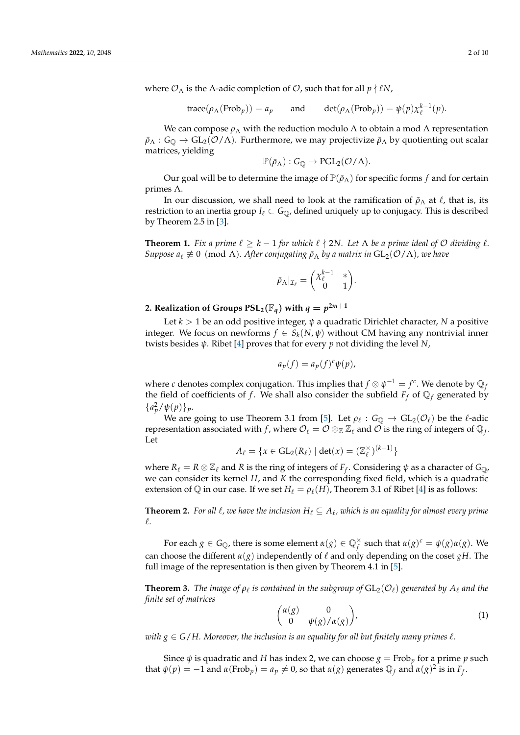where $\mathcal{O}_\Lambda$ is the $\Lambda$-adic completion of $\mathcal{O}$, such that for all $p \nmid \ell N$,

$$\operatorname{trace}(\rho_\Lambda(\operatorname{Frob}_p)) = a_p \qquad \text{and} \qquad \det(\rho_\Lambda(\operatorname{Frob}_p)) = \psi(p)\chi_\ell^{k-1}(p).$$

We can compose $\rho_\Lambda$ with the reduction modulo $\Lambda$ to obtain a mod $\Lambda$ representation $\bar{\rho}_\Lambda : G_\mathbb{Q} \to \mathrm{GL}_2(\mathcal{O}/\Lambda)$. Furthermore, we may projectivize $\bar{\rho}_\Lambda$ by quotienting out scalar matrices, yielding

$$\mathbb{P}(\bar{\rho}_\Lambda) : G_\mathbb{Q} \to \mathrm{PGL}_2(\mathcal{O}/\Lambda).$$

Our goal will be to determine the image of $\mathbb{P}(\bar{\rho}_\Lambda)$ for specific forms $f$ and for certain primes $\Lambda$.

In our discussion, we shall need to look at the ramification of $\bar{\rho}_\Lambda$ at $\ell$, that is, its restriction to an inertia group $I_\ell \subset G_\mathbb{Q}$, defined uniquely up to conjugacy. This is described by Theorem 2.5 in [3].

**Theorem 1.** *Fix a prime $\ell \geq k-1$ for which $\ell \nmid 2N$. Let $\Lambda$ be a prime ideal of $\mathcal{O}$ dividing $\ell$. Suppose $a_\ell \not\equiv 0 \pmod{\Lambda}$. After conjugating $\bar{\rho}_\Lambda$ by a matrix in $\mathrm{GL}_2(\mathcal{O}/\Lambda)$, we have*

$$\bar{\rho}_\Lambda|_{\mathcal{I}_\ell} = \begin{pmatrix} \chi_\ell^{k-1} & * \\ 0 & 1 \end{pmatrix}.$$

## 2. Realization of Groups $\mathbf{PSL_2}(\mathbb{F}_q)$ with $q = p^{2m+1}$

Let $k > 1$ be an odd positive integer, $\psi$ a quadratic Dirichlet character, $N$ a positive integer. We focus on newforms $f \in S_k(N, \psi)$ without CM having any nontrivial inner twists besides $\psi$. Ribet [4] proves that for every $p$ not dividing the level $N$,

$$a_p(f) = a_p(f)^c \psi(p),$$

where $c$ denotes complex conjugation. This implies that $f \otimes \psi^{-1} = f^c$. We denote by $\mathbb{Q}_f$ the field of coefficients of $f$. We shall also consider the subfield $F_f$ of $\mathbb{Q}_f$ generated by $\{a_p^2/\psi(p)\}_p$.

We are going to use Theorem 3.1 from [5]. Let $\rho_\ell : G_\mathbb{Q} \to \mathrm{GL}_2(\mathcal{O}_\ell)$ be the $\ell$-adic representation associated with $f$, where $\mathcal{O}_\ell = \mathcal{O} \otimes_\mathbb{Z} \mathbb{Z}_\ell$ and $\mathcal{O}$ is the ring of integers of $\mathbb{Q}_f$. Let

$$A_\ell = \{x \in \mathrm{GL}_2(R_\ell) \mid \det(x) = (\mathbb{Z}_\ell^\times)^{(k-1)}\}$$

where $R_\ell = R \otimes \mathbb{Z}_\ell$ and $R$ is the ring of integers of $F_f$. Considering $\psi$ as a character of $G_\mathbb{Q}$, we can consider its kernel $H$, and $K$ the corresponding fixed field, which is a quadratic extension of $\mathbb{Q}$ in our case. If we set $H_\ell = \rho_\ell(H)$, Theorem 3.1 of Ribet [4] is as follows:

**Theorem 2.** *For all $\ell$, we have the inclusion $H_\ell \subseteq A_\ell$, which is an equality for almost every prime $\ell$.*

For each $g \in G_\mathbb{Q}$, there is some element $\alpha(g) \in \mathbb{Q}_f^\times$ such that $\alpha(g)^c = \psi(g)\alpha(g)$. We can choose the different $\alpha(g)$ independently of $\ell$ and only depending on the coset $gH$. The full image of the representation is then given by Theorem 4.1 in [5].

**Theorem 3.** *The image of $\rho_\ell$ is contained in the subgroup of $\mathrm{GL}_2(\mathcal{O}_\ell)$ generated by $A_\ell$ and the finite set of matrices*

$$\begin{pmatrix} \alpha(g) & 0 \\ 0 & \psi(g)/\alpha(g) \end{pmatrix}, \tag{1}$$

*with $g \in G/H$. Moreover, the inclusion is an equality for all but finitely many primes $\ell$.*

Since $\psi$ is quadratic and $H$ has index 2, we can choose $g = \operatorname{Frob}_p$ for a prime $p$ such that $\psi(p) = -1$ and $\alpha(\operatorname{Frob}_p) = a_p \neq 0$, so that $\alpha(g)$ generates $\mathbb{Q}_f$ and $\alpha(g)^2$ is in $F_f$.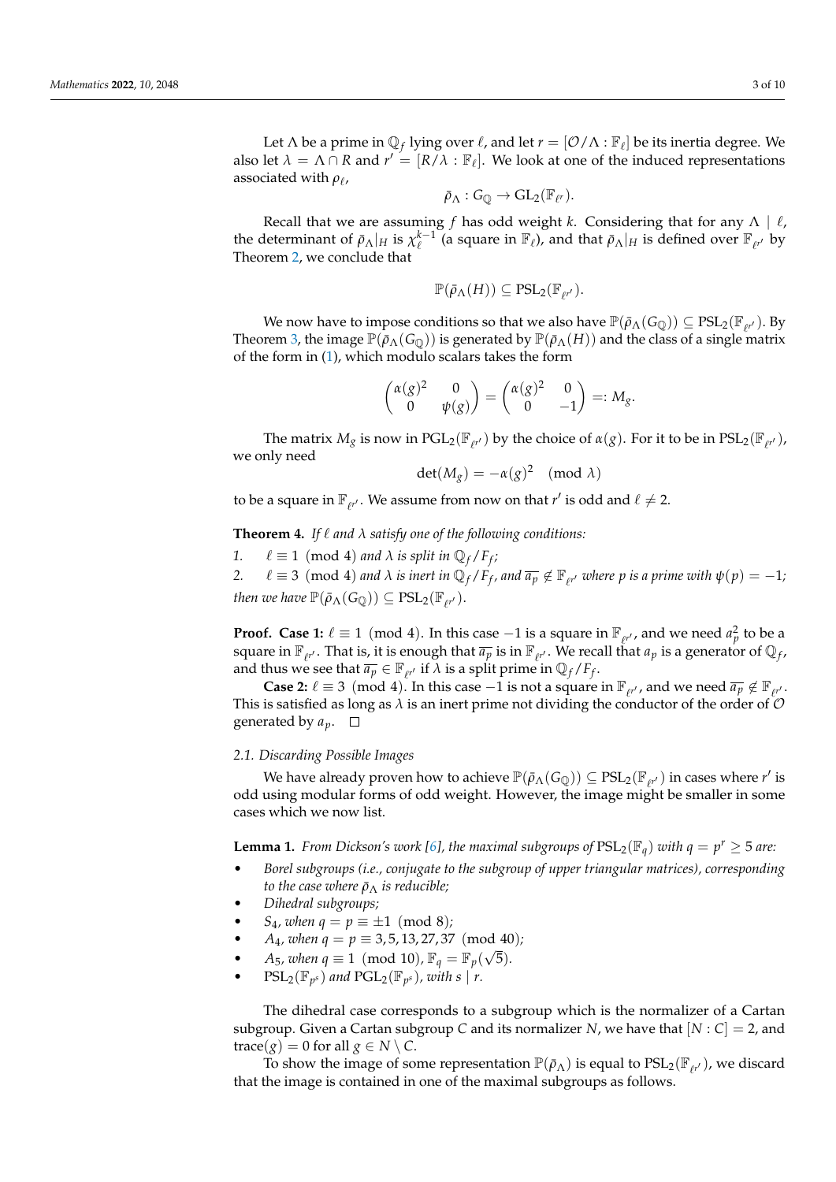Let $\Lambda$ be a prime in $\mathbb{Q}_f$ lying over $\ell$, and let $r = [\mathcal{O}/\Lambda : \mathbb{F}_\ell]$ be its inertia degree. We also let $\lambda = \Lambda \cap R$ and $r' = [R/\lambda : \mathbb{F}_\ell]$. We look at one of the induced representations associated with $\rho_\ell$,

$$\bar{\rho}_\Lambda : G_\mathbb{Q} \to \mathrm{GL}_2(\mathbb{F}_{\ell^r}).$$

Recall that we are assuming $f$ has odd weight $k$. Considering that for any $\Lambda \mid \ell$, the determinant of $\bar{\rho}_\Lambda|_H$ is $\chi_\ell^{k-1}$ (a square in $\mathbb{F}_\ell$), and that $\bar{\rho}_\Lambda|_H$ is defined over $\mathbb{F}_{\ell^{r'}}$ by Theorem 2, we conclude that

$$\mathbb{P}(\bar{\rho}_\Lambda(H)) \subseteq \mathrm{PSL}_2(\mathbb{F}_{\ell^{r'}}).$$

We now have to impose conditions so that we also have $\mathbb{P}(\bar{\rho}_\Lambda(G_\mathbb{Q})) \subseteq \mathrm{PSL}_2(\mathbb{F}_{\ell^{r'}})$. By Theorem 3, the image $\mathbb{P}(\bar{\rho}_\Lambda(G_\mathbb{Q}))$ is generated by $\mathbb{P}(\bar{\rho}_\Lambda(H))$ and the class of a single matrix of the form in (1), which modulo scalars takes the form

$$\begin{pmatrix} \alpha(g)^2 & 0 \\ 0 & \psi(g) \end{pmatrix} = \begin{pmatrix} \alpha(g)^2 & 0 \\ 0 & -1 \end{pmatrix} =: M_g.$$

The matrix $M_g$ is now in $\mathrm{PGL}_2(\mathbb{F}_{\ell^{r'}})$ by the choice of $\alpha(g)$. For it to be in $\mathrm{PSL}_2(\mathbb{F}_{\ell^{r'}})$, we only need

$$\det(M_g) = -\alpha(g)^2 \pmod{\lambda}$$

to be a square in $\mathbb{F}_{\ell^{r'}}$. We assume from now on that $r'$ is odd and $\ell \neq 2$.

**Theorem 4.** *If $\ell$ and $\lambda$ satisfy one of the following conditions:*

1. $\ell \equiv 1 \pmod 4$ *and $\lambda$ is split in $\mathbb{Q}_f/F_f$;*
2. $\ell \equiv 3 \pmod 4$ *and $\lambda$ is inert in $\mathbb{Q}_f/F_f$, and $\overline{a_p} \notin \mathbb{F}_{\ell^{r'}}$ where $p$ is a prime with $\psi(p) = -1$;*

*then we have $\mathbb{P}(\bar{\rho}_\Lambda(G_\mathbb{Q})) \subseteq \mathrm{PSL}_2(\mathbb{F}_{\ell^{r'}})$.*

**Proof.** **Case 1:** $\ell \equiv 1 \pmod 4$. In this case $-1$ is a square in $\mathbb{F}_{\ell^{r'}}$, and we need $a_p^2$ to be a square in $\mathbb{F}_{\ell^{r'}}$. That is, it is enough that $\overline{a_p}$ is in $\mathbb{F}_{\ell^{r'}}$. We recall that $a_p$ is a generator of $\mathbb{Q}_f$, and thus we see that $\overline{a_p} \in \mathbb{F}_{\ell^{r'}}$ if $\lambda$ is a split prime in $\mathbb{Q}_f/F_f$.

**Case 2:** $\ell \equiv 3 \pmod 4$. In this case $-1$ is not a square in $\mathbb{F}_{\ell^{r'}}$, and we need $\overline{a_p} \notin \mathbb{F}_{\ell^{r'}}$. This is satisfied as long as $\lambda$ is an inert prime not dividing the conductor of the order of $\mathcal{O}$ generated by $a_p$. □

### 2.1. Discarding Possible Images

We have already proven how to achieve $\mathbb{P}(\bar{\rho}_\Lambda(G_\mathbb{Q})) \subseteq \mathrm{PSL}_2(\mathbb{F}_{\ell^{r'}})$ in cases where $r'$ is odd using modular forms of odd weight. However, the image might be smaller in some cases which we now list.

**Lemma 1.** *From Dickson's work [6], the maximal subgroups of $\mathrm{PSL}_2(\mathbb{F}_q)$ with $q = p^r \geq 5$ are:*

- *Borel subgroups (i.e., conjugate to the subgroup of upper triangular matrices), corresponding to the case where $\bar{\rho}_\Lambda$ is reducible;*
- *Dihedral subgroups;*
- $S_4$, *when $q = p \equiv \pm 1 \pmod 8$;*
- $A_4$, *when $q = p \equiv 3, 5, 13, 27, 37 \pmod{40}$;*
- $A_5$, *when $q \equiv 1 \pmod{10}$, $\mathbb{F}_q = \mathbb{F}_p(\sqrt{5})$.*
- $\mathrm{PSL}_2(\mathbb{F}_{p^s})$ *and $\mathrm{PGL}_2(\mathbb{F}_{p^s})$, with $s \mid r$.*

The dihedral case corresponds to a subgroup which is the normalizer of a Cartan subgroup. Given a Cartan subgroup $C$ and its normalizer $N$, we have that $[N : C] = 2$, and $\mathrm{trace}(g) = 0$ for all $g \in N \setminus C$.

To show the image of some representation $\mathbb{P}(\bar{\rho}_\Lambda)$ is equal to $\mathrm{PSL}_2(\mathbb{F}_{\ell^{r'}})$, we discard that the image is contained in one of the maximal subgroups as follows.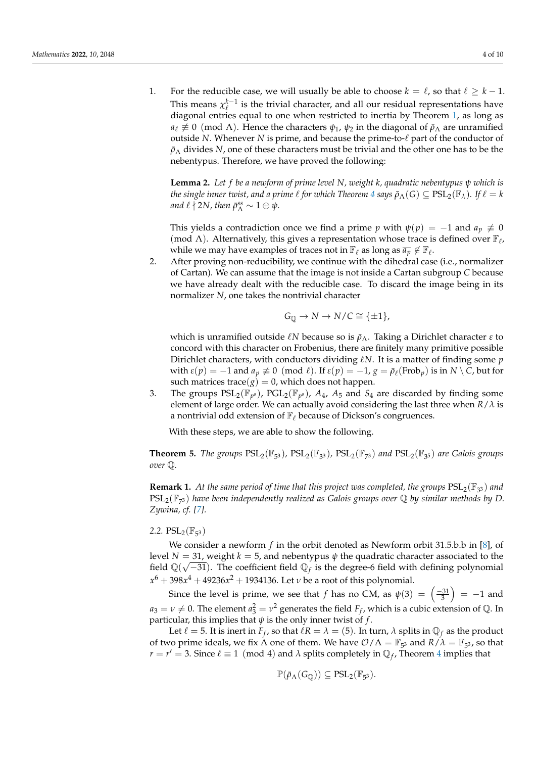1. For the reducible case, we will usually be able to choose $k = \ell$, so that $\ell \geq k-1$. This means $\chi_\ell^{k-1}$ is the trivial character, and all our residual representations have diagonal entries equal to one when restricted to inertia by Theorem 1, as long as $a_\ell \not\equiv 0 \pmod{\Lambda}$. Hence the characters $\psi_1$, $\psi_2$ in the diagonal of $\bar{\rho}_\Lambda$ are unramified outside $N$. Whenever $N$ is prime, and because the prime-to-$\ell$ part of the conductor of $\bar{\rho}_\Lambda$ divides $N$, one of these characters must be trivial and the other one has to be the nebentypus. Therefore, we have proved the following:

   **Lemma 2.** *Let $f$ be a newform of prime level $N$, weight $k$, quadratic nebentypus $\psi$ which is the single inner twist, and a prime $\ell$ for which Theorem 4 says $\bar{\rho}_\Lambda(G) \subseteq \mathrm{PSL}_2(\mathbb{F}_\lambda)$. If $\ell = k$ and $\ell \nmid 2N$, then $\bar{\rho}_\Lambda^{ss} \sim 1 \oplus \psi$.*

   This yields a contradiction once we find a prime $p$ with $\psi(p) = -1$ and $a_p \not\equiv 0 \pmod{\Lambda}$. Alternatively, this gives a representation whose trace is defined over $\mathbb{F}_\ell$, while we may have examples of traces not in $\mathbb{F}_\ell$ as long as $\overline{a_p} \notin \mathbb{F}_\ell$.
2. After proving non-reducibility, we continue with the dihedral case (i.e., normalizer of Cartan). We can assume that the image is not inside a Cartan subgroup $C$ because we have already dealt with the reducible case. To discard the image being in its normalizer $N$, one takes the nontrivial character

   $$G_\mathbb{Q} \to N \to N/C \cong \{\pm 1\},$$

   which is unramified outside $\ell N$ because so is $\bar{\rho}_\Lambda$. Taking a Dirichlet character $\varepsilon$ to concord with this character on Frobenius, there are finitely many primitive possible Dirichlet characters, with conductors dividing $\ell N$. It is a matter of finding some $p$ with $\varepsilon(p) = -1$ and $a_p \not\equiv 0 \pmod{\ell}$. If $\varepsilon(p) = -1$, $g = \bar{\rho}_\ell(\mathrm{Frob}_p)$ is in $N \setminus C$, but for such matrices $\mathrm{trace}(g) = 0$, which does not happen.
3. The groups $\mathrm{PSL}_2(\mathbb{F}_{p^s})$, $\mathrm{PGL}_2(\mathbb{F}_{p^s})$, $A_4$, $A_5$ and $S_4$ are discarded by finding some element of large order. We can actually avoid considering the last three when $R/\lambda$ is a nontrivial odd extension of $\mathbb{F}_\ell$ because of Dickson's congruences.

With these steps, we are able to show the following.

**Theorem 5.** *The groups $\mathrm{PSL}_2(\mathbb{F}_{5^3})$, $\mathrm{PSL}_2(\mathbb{F}_{3^3})$, $\mathrm{PSL}_2(\mathbb{F}_{7^3})$ and $\mathrm{PSL}_2(\mathbb{F}_{3^5})$ are Galois groups over $\mathbb{Q}$.*

**Remark 1.** *At the same period of time that this project was completed, the groups $\mathrm{PSL}_2(\mathbb{F}_{3^3})$ and $\mathrm{PSL}_2(\mathbb{F}_{7^3})$ have been independently realized as Galois groups over $\mathbb{Q}$ by similar methods by D. Zywina, cf. [7].*

### 2.2. $\mathrm{PSL}_2(\mathbb{F}_{5^3})$

We consider a newform $f$ in the orbit denoted as Newform orbit 31.5.b.b in [8], of level $N = 31$, weight $k = 5$, and nebentypus $\psi$ the quadratic character associated to the field $\mathbb{Q}(\sqrt{-31})$. The coefficient field $\mathbb{Q}_f$ is the degree-6 field with defining polynomial $x^6 + 398x^4 + 49236x^2 + 1934136$. Let $\nu$ be a root of this polynomial.

Since the level is prime, we see that $f$ has no CM, as $\psi(3) = \left(\frac{-31}{3}\right) = -1$ and $a_3 = \nu \neq 0$. The element $a_3^2 = \nu^2$ generates the field $F_f$, which is a cubic extension of $\mathbb{Q}$. In particular, this implies that $\psi$ is the only inner twist of $f$.

Let $\ell = 5$. It is inert in $F_f$, so that $\ell R = \lambda = (5)$. In turn, $\lambda$ splits in $\mathbb{Q}_f$ as the product of two prime ideals, we fix $\Lambda$ one of them. We have $\mathcal{O}/\Lambda = \mathbb{F}_{5^3}$ and $R/\lambda = \mathbb{F}_{5^3}$, so that $r = r' = 3$. Since $\ell \equiv 1 \pmod{4}$ and $\lambda$ splits completely in $\mathbb{Q}_f$, Theorem 4 implies that

$$\mathbb{P}(\bar{\rho}_\Lambda(G_\mathbb{Q})) \subseteq \mathrm{PSL}_2(\mathbb{F}_{5^3}).$$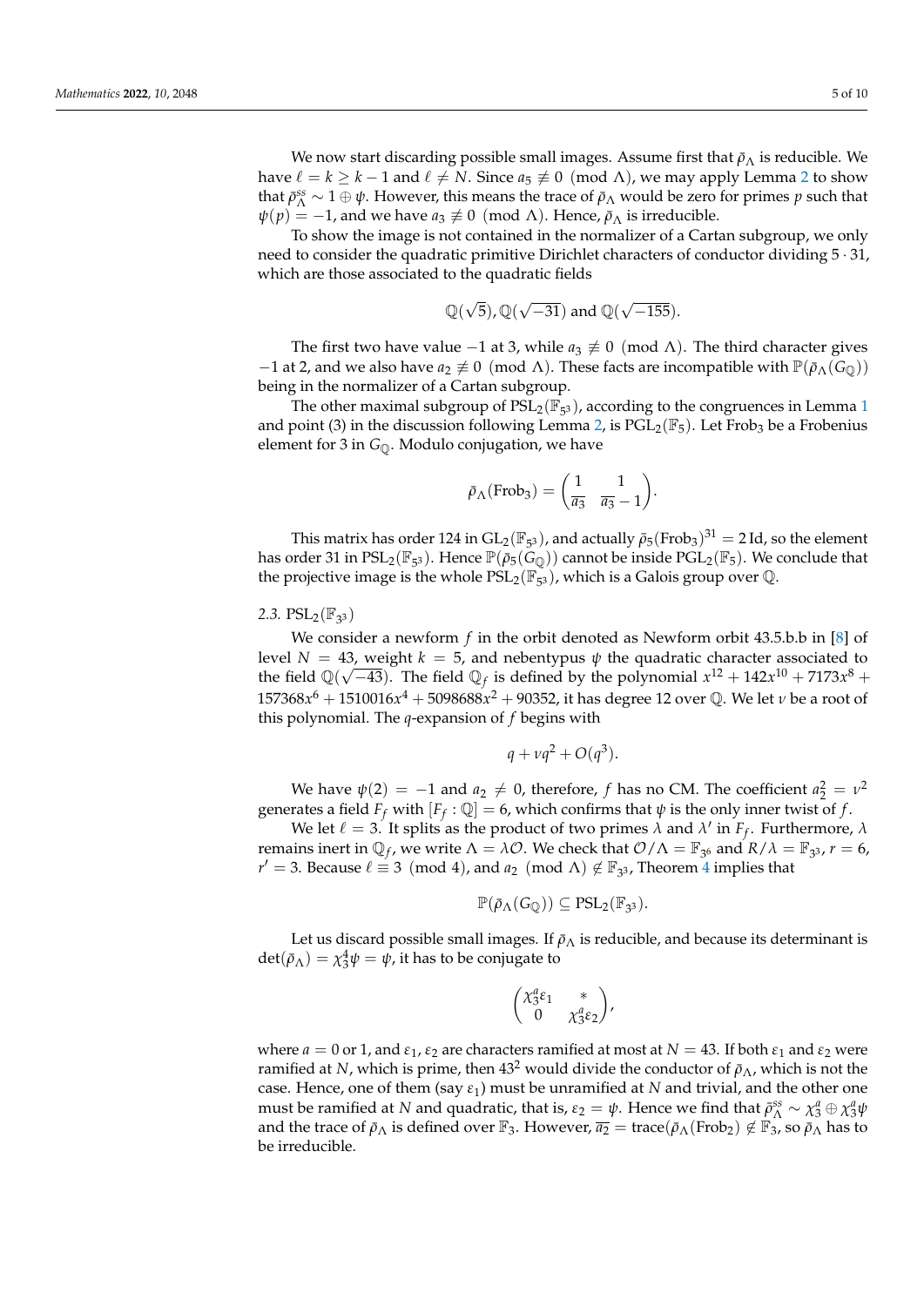We now start discarding possible small images. Assume first that $\bar{\rho}_\Lambda$ is reducible. We have $\ell = k \geq k-1$ and $\ell \neq N$. Since $a_5 \not\equiv 0 \pmod{\Lambda}$, we may apply Lemma 2 to show that $\bar{\rho}_\Lambda^{ss} \sim 1 \oplus \psi$. However, this means the trace of $\bar{\rho}_\Lambda$ would be zero for primes $p$ such that $\psi(p) = -1$, and we have $a_3 \not\equiv 0 \pmod{\Lambda}$. Hence, $\bar{\rho}_\Lambda$ is irreducible.

To show the image is not contained in the normalizer of a Cartan subgroup, we only need to consider the quadratic primitive Dirichlet characters of conductor dividing $5 \cdot 31$, which are those associated to the quadratic fields

$$\mathbb{Q}(\sqrt{5}), \mathbb{Q}(\sqrt{-31}) \text{ and } \mathbb{Q}(\sqrt{-155}).$$

The first two have value $-1$ at 3, while $a_3 \not\equiv 0 \pmod{\Lambda}$. The third character gives $-1$ at 2, and we also have $a_2 \not\equiv 0 \pmod{\Lambda}$. These facts are incompatible with $\mathbb{P}(\bar{\rho}_\Lambda(G_\mathbb{Q}))$ being in the normalizer of a Cartan subgroup.

The other maximal subgroup of $\mathrm{PSL}_2(\mathbb{F}_{5^3})$, according to the congruences in Lemma 1 and point (3) in the discussion following Lemma 2, is $\mathrm{PGL}_2(\mathbb{F}_5)$. Let $\mathrm{Frob}_3$ be a Frobenius element for 3 in $G_\mathbb{Q}$. Modulo conjugation, we have

$$\bar{\rho}_\Lambda(\mathrm{Frob}_3) = \begin{pmatrix} 1 & 1 \\ \overline{a_3} & \overline{a_3} - 1 \end{pmatrix}.$$

This matrix has order 124 in $\mathrm{GL}_2(\mathbb{F}_{5^3})$, and actually $\bar{\rho}_5(\mathrm{Frob}_3)^{31} = 2\,\mathrm{Id}$, so the element has order 31 in $\mathrm{PSL}_2(\mathbb{F}_{5^3})$. Hence $\mathbb{P}(\bar{\rho}_5(G_\mathbb{Q}))$ cannot be inside $\mathrm{PGL}_2(\mathbb{F}_5)$. We conclude that the projective image is the whole $\mathrm{PSL}_2(\mathbb{F}_{5^3})$, which is a Galois group over $\mathbb{Q}$.

### 2.3. $\mathrm{PSL}_2(\mathbb{F}_{3^3})$

We consider a newform $f$ in the orbit denoted as Newform orbit 43.5.b.b in [8] of level $N = 43$, weight $k = 5$, and nebentypus $\psi$ the quadratic character associated to the field $\mathbb{Q}(\sqrt{-43})$. The field $\mathbb{Q}_f$ is defined by the polynomial $x^{12} + 142x^{10} + 7173x^8 + 157368x^6 + 1510016x^4 + 5098688x^2 + 90352$, it has degree 12 over $\mathbb{Q}$. We let $\nu$ be a root of this polynomial. The $q$-expansion of $f$ begins with

$$q + \nu q^2 + O(q^3).$$

We have $\psi(2) = -1$ and $a_2 \neq 0$, therefore, $f$ has no CM. The coefficient $a_2^2 = \nu^2$ generates a field $F_f$ with $[F_f : \mathbb{Q}] = 6$, which confirms that $\psi$ is the only inner twist of $f$.

We let $\ell = 3$. It splits as the product of two primes $\lambda$ and $\lambda'$ in $F_f$. Furthermore, $\lambda$ remains inert in $\mathbb{Q}_f$, we write $\Lambda = \lambda\mathcal{O}$. We check that $\mathcal{O}/\Lambda = \mathbb{F}_{3^6}$ and $R/\lambda = \mathbb{F}_{3^3}$, $r = 6$, $r' = 3$. Because $\ell \equiv 3 \pmod{4}$, and $a_2 \pmod{\Lambda} \notin \mathbb{F}_{3^3}$, Theorem 4 implies that

$$\mathbb{P}(\bar{\rho}_\Lambda(G_\mathbb{Q})) \subseteq \mathrm{PSL}_2(\mathbb{F}_{3^3}).$$

Let us discard possible small images. If $\bar{\rho}_\Lambda$ is reducible, and because its determinant is $\det(\bar{\rho}_\Lambda) = \chi_3^4\psi = \psi$, it has to be conjugate to

$$\begin{pmatrix} \chi_3^a\varepsilon_1 & * \\ 0 & \chi_3^a\varepsilon_2 \end{pmatrix},$$

where $a = 0$ or 1, and $\varepsilon_1, \varepsilon_2$ are characters ramified at most at $N = 43$. If both $\varepsilon_1$ and $\varepsilon_2$ were ramified at $N$, which is prime, then $43^2$ would divide the conductor of $\bar{\rho}_\Lambda$, which is not the case. Hence, one of them (say $\varepsilon_1$) must be unramified at $N$ and trivial, and the other one must be ramified at $N$ and quadratic, that is, $\varepsilon_2 = \psi$. Hence we find that $\bar{\rho}_\Lambda^{ss} \sim \chi_3^a \oplus \chi_3^a\psi$ and the trace of $\bar{\rho}_\Lambda$ is defined over $\mathbb{F}_3$. However, $\overline{a_2} = \mathrm{trace}(\bar{\rho}_\Lambda(\mathrm{Frob}_2)) \notin \mathbb{F}_3$, so $\bar{\rho}_\Lambda$ has to be irreducible.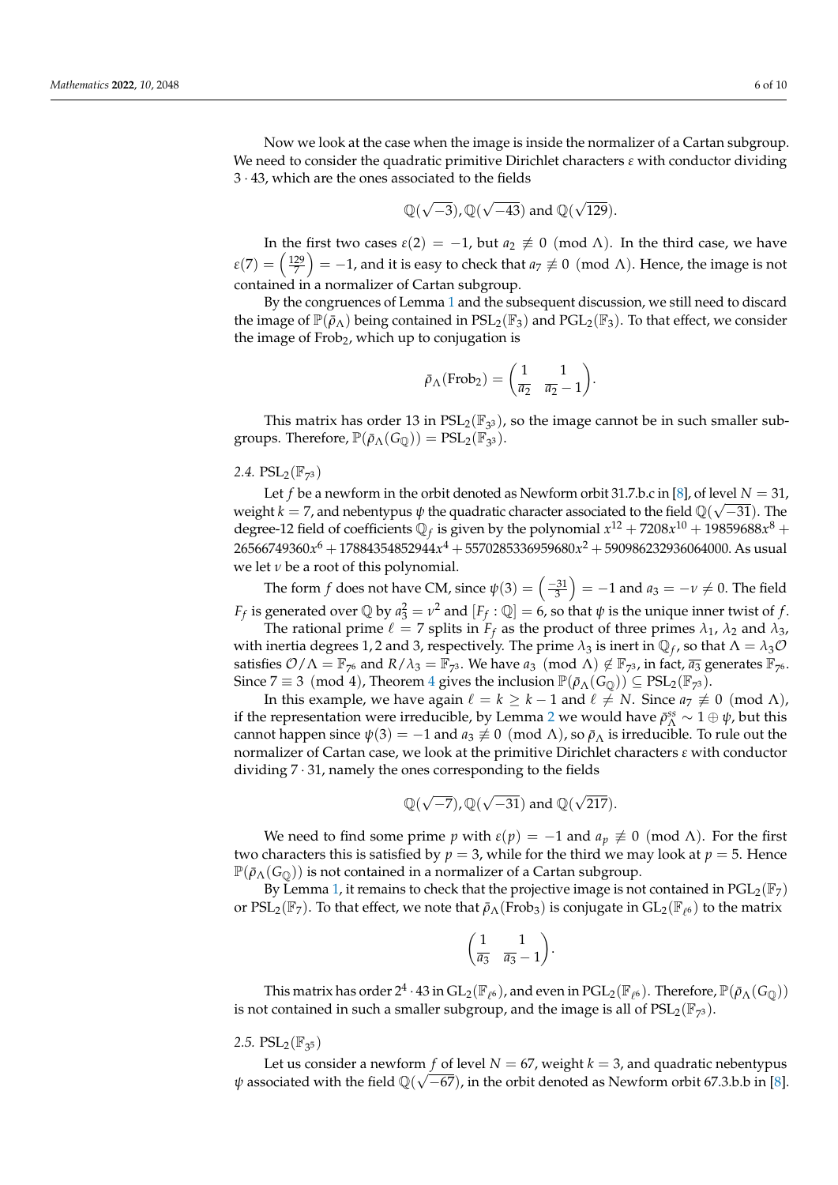Now we look at the case when the image is inside the normalizer of a Cartan subgroup. We need to consider the quadratic primitive Dirichlet characters $\varepsilon$ with conductor dividing $3 \cdot 43$, which are the ones associated to the fields

$$\mathbb{Q}(\sqrt{-3}), \mathbb{Q}(\sqrt{-43}) \text{ and } \mathbb{Q}(\sqrt{129}).$$

In the first two cases $\varepsilon(2) = -1$, but $a_2 \not\equiv 0 \pmod{\Lambda}$. In the third case, we have $\varepsilon(7) = \left(\frac{129}{7}\right) = -1$, and it is easy to check that $a_7 \not\equiv 0 \pmod{\Lambda}$. Hence, the image is not contained in a normalizer of Cartan subgroup.

By the congruences of Lemma 1 and the subsequent discussion, we still need to discard the image of $\mathbb{P}(\bar{\rho}_\Lambda)$ being contained in $\mathrm{PSL}_2(\mathbb{F}_3)$ and $\mathrm{PGL}_2(\mathbb{F}_3)$. To that effect, we consider the image of $\mathrm{Frob}_2$, which up to conjugation is

$$\bar{\rho}_\Lambda(\mathrm{Frob}_2) = \begin{pmatrix} 1 & 1 \\ \overline{a_2} & \overline{a_2} - 1 \end{pmatrix}.$$

This matrix has order 13 in $\mathrm{PSL}_2(\mathbb{F}_{3^3})$, so the image cannot be in such smaller subgroups. Therefore, $\mathbb{P}(\bar{\rho}_\Lambda(G_\mathbb{Q})) = \mathrm{PSL}_2(\mathbb{F}_{3^3})$.

### 2.4. $\mathrm{PSL}_2(\mathbb{F}_{7^3})$

Let $f$ be a newform in the orbit denoted as Newform orbit 31.7.b.c in [8], of level $N = 31$, weight $k = 7$, and nebentypus $\psi$ the quadratic character associated to the field $\mathbb{Q}(\sqrt{-31})$. The degree-12 field of coefficients $\mathbb{Q}_f$ is given by the polynomial $x^{12} + 7208x^{10} + 19859688x^8 + 26566749360x^6 + 17884354852944x^4 + 5570285336959680x^2 + 590986232936064000$. As usual we let $\nu$ be a root of this polynomial.

The form $f$ does not have CM, since $\psi(3) = \left(\frac{-31}{3}\right) = -1$ and $a_3 = -\nu \neq 0$. The field $F_f$ is generated over $\mathbb{Q}$ by $a_3^2 = \nu^2$ and $[F_f : \mathbb{Q}] = 6$, so that $\psi$ is the unique inner twist of $f$.

The rational prime $\ell = 7$ splits in $F_f$ as the product of three primes $\lambda_1$, $\lambda_2$ and $\lambda_3$, with inertia degrees 1, 2 and 3, respectively. The prime $\lambda_3$ is inert in $\mathbb{Q}_f$, so that $\Lambda = \lambda_3\mathcal{O}$ satisfies $\mathcal{O}/\Lambda = \mathbb{F}_{7^6}$ and $R/\lambda_3 = \mathbb{F}_{7^3}$. We have $a_3 \pmod{\Lambda} \notin \mathbb{F}_{7^3}$, in fact, $\overline{a_3}$ generates $\mathbb{F}_{7^6}$. Since $7 \equiv 3 \pmod 4$, Theorem 4 gives the inclusion $\mathbb{P}(\bar{\rho}_\Lambda(G_\mathbb{Q})) \subseteq \mathrm{PSL}_2(\mathbb{F}_{7^3})$.

In this example, we have again $\ell = k \geq k - 1$ and $\ell \neq N$. Since $a_7 \not\equiv 0 \pmod{\Lambda}$, if the representation were irreducible, by Lemma 2 we would have $\bar{\rho}_\Lambda^{ss} \sim 1 \oplus \psi$, but this cannot happen since $\psi(3) = -1$ and $a_3 \not\equiv 0 \pmod{\Lambda}$, so $\bar{\rho}_\Lambda$ is irreducible. To rule out the normalizer of Cartan case, we look at the primitive Dirichlet characters $\varepsilon$ with conductor dividing $7 \cdot 31$, namely the ones corresponding to the fields

$$\mathbb{Q}(\sqrt{-7}), \mathbb{Q}(\sqrt{-31}) \text{ and } \mathbb{Q}(\sqrt{217}).$$

We need to find some prime $p$ with $\varepsilon(p) = -1$ and $a_p \not\equiv 0 \pmod{\Lambda}$. For the first two characters this is satisfied by $p = 3$, while for the third we may look at $p = 5$. Hence $\mathbb{P}(\bar{\rho}_\Lambda(G_\mathbb{Q}))$ is not contained in a normalizer of a Cartan subgroup.

By Lemma 1, it remains to check that the projective image is not contained in $\mathrm{PGL}_2(\mathbb{F}_7)$ or $\mathrm{PSL}_2(\mathbb{F}_7)$. To that effect, we note that $\bar{\rho}_\Lambda(\mathrm{Frob}_3)$ is conjugate in $\mathrm{GL}_2(\mathbb{F}_{\ell^6})$ to the matrix

$$\begin{pmatrix} 1 & 1 \\ \overline{a_3} & \overline{a_3} - 1 \end{pmatrix}.$$

This matrix has order $2^4 \cdot 43$ in $\mathrm{GL}_2(\mathbb{F}_{\ell^6})$, and even in $\mathrm{PGL}_2(\mathbb{F}_{\ell^6})$. Therefore, $\mathbb{P}(\bar{\rho}_\Lambda(G_\mathbb{Q}))$ is not contained in such a smaller subgroup, and the image is all of $\mathrm{PSL}_2(\mathbb{F}_{7^3})$.

### 2.5. $\mathrm{PSL}_2(\mathbb{F}_{3^5})$

Let us consider a newform $f$ of level $N = 67$, weight $k = 3$, and quadratic nebentypus $\psi$ associated with the field $\mathbb{Q}(\sqrt{-67})$, in the orbit denoted as Newform orbit 67.3.b.b in [8].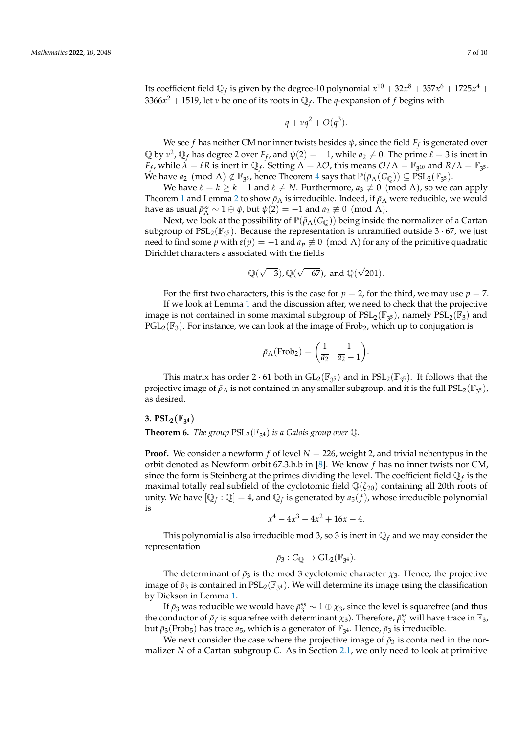Its coefficient field $\mathbb{Q}_f$ is given by the degree-10 polynomial $x^{10} + 32x^8 + 357x^6 + 1725x^4 + 3366x^2 + 1519$, let $\nu$ be one of its roots in $\mathbb{Q}_f$. The $q$-expansion of $f$ begins with

$$q + \nu q^2 + O(q^3).$$

We see $f$ has neither CM nor inner twists besides $\psi$, since the field $F_f$ is generated over $\mathbb{Q}$ by $\nu^2$, $\mathbb{Q}_f$ has degree 2 over $F_f$, and $\psi(2) = -1$, while $a_2 \neq 0$. The prime $\ell = 3$ is inert in $F_f$, while $\lambda = \ell R$ is inert in $\mathbb{Q}_f$. Setting $\Lambda = \lambda\mathcal{O}$, this means $\mathcal{O}/\Lambda = \mathbb{F}_{3^{10}}$ and $R/\lambda = \mathbb{F}_{3^5}$. We have $a_2 \pmod{\Lambda} \notin \mathbb{F}_{3^5}$, hence Theorem 4 says that $\mathbb{P}(\bar{\rho}_\Lambda(G_\mathbb{Q})) \subseteq \mathrm{PSL}_2(\mathbb{F}_{3^5})$.

We have $\ell = k \geq k-1$ and $\ell \neq N$. Furthermore, $a_3 \not\equiv 0 \pmod{\Lambda}$, so we can apply Theorem 1 and Lemma 2 to show $\bar{\rho}_\Lambda$ is irreducible. Indeed, if $\bar{\rho}_\Lambda$ were reducible, we would have as usual $\bar{\rho}_\Lambda^{ss} \sim 1 \oplus \psi$, but $\psi(2) = -1$ and $a_2 \not\equiv 0 \pmod{\Lambda}$.

Next, we look at the possibility of $\mathbb{P}(\bar{\rho}_\Lambda(G_\mathbb{Q}))$ being inside the normalizer of a Cartan subgroup of $\mathrm{PSL}_2(\mathbb{F}_{3^5})$. Because the representation is unramified outside $3 \cdot 67$, we just need to find some $p$ with $\varepsilon(p) = -1$ and $a_p \not\equiv 0 \pmod{\Lambda}$ for any of the primitive quadratic Dirichlet characters $\varepsilon$ associated with the fields

$$\mathbb{Q}(\sqrt{-3}), \mathbb{Q}(\sqrt{-67}), \text{ and } \mathbb{Q}(\sqrt{201}).$$

For the first two characters, this is the case for $p = 2$, for the third, we may use $p = 7$.

If we look at Lemma 1 and the discussion after, we need to check that the projective image is not contained in some maximal subgroup of $\mathrm{PSL}_2(\mathbb{F}_{3^5})$, namely $\mathrm{PSL}_2(\mathbb{F}_3)$ and $\mathrm{PGL}_2(\mathbb{F}_3)$. For instance, we can look at the image of $\mathrm{Frob}_2$, which up to conjugation is

$$\bar{\rho}_\Lambda(\mathrm{Frob}_2) = \begin{pmatrix} 1 & 1 \\ \overline{a_2} & \overline{a_2} - 1 \end{pmatrix}.$$

This matrix has order $2 \cdot 61$ both in $\mathrm{GL}_2(\mathbb{F}_{3^5})$ and in $\mathrm{PSL}_2(\mathbb{F}_{3^5})$. It follows that the projective image of $\bar{\rho}_\Lambda$ is not contained in any smaller subgroup, and it is the full $\mathrm{PSL}_2(\mathbb{F}_{3^5})$, as desired.

## 3. $\mathrm{PSL}_2(\mathbb{F}_{3^4})$

**Theorem 6.** *The group $\mathrm{PSL}_2(\mathbb{F}_{3^4})$ is a Galois group over $\mathbb{Q}$.*

**Proof.** We consider a newform $f$ of level $N = 226$, weight 2, and trivial nebentypus in the orbit denoted as Newform orbit 67.3.b.b in [8]. We know $f$ has no inner twists nor CM, since the form is Steinberg at the primes dividing the level. The coefficient field $\mathbb{Q}_f$ is the maximal totally real subfield of the cyclotomic field $\mathbb{Q}(\zeta_{20})$ containing all 20th roots of unity. We have $[\mathbb{Q}_f : \mathbb{Q}] = 4$, and $\mathbb{Q}_f$ is generated by $a_5(f)$, whose irreducible polynomial is

$$x^4 - 4x^3 - 4x^2 + 16x - 4.$$

This polynomial is also irreducible mod 3, so 3 is inert in $\mathbb{Q}_f$ and we may consider the representation

$$\bar{\rho}_3 : G_\mathbb{Q} \to \mathrm{GL}_2(\mathbb{F}_{3^4}).$$

The determinant of $\bar{\rho}_3$ is the mod 3 cyclotomic character $\chi_3$. Hence, the projective image of $\bar{\rho}_3$ is contained in $\mathrm{PSL}_2(\mathbb{F}_{3^4})$. We will determine its image using the classification by Dickson in Lemma 1.

If $\bar{\rho}_3$ was reducible we would have $\bar{\rho}_3^{ss} \sim 1 \oplus \chi_3$, since the level is squarefree (and thus the conductor of $\bar{\rho}_f$ is squarefree with determinant $\chi_3$). Therefore, $\bar{\rho}_3^{ss}$ will have trace in $\mathbb{F}_3$, but $\bar{\rho}_3(\mathrm{Frob}_5)$ has trace $\overline{a_5}$, which is a generator of $\mathbb{F}_{3^4}$. Hence, $\bar{\rho}_3$ is irreducible.

We next consider the case where the projective image of $\bar{\rho}_3$ is contained in the normalizer $N$ of a Cartan subgroup $C$. As in Section 2.1, we only need to look at primitive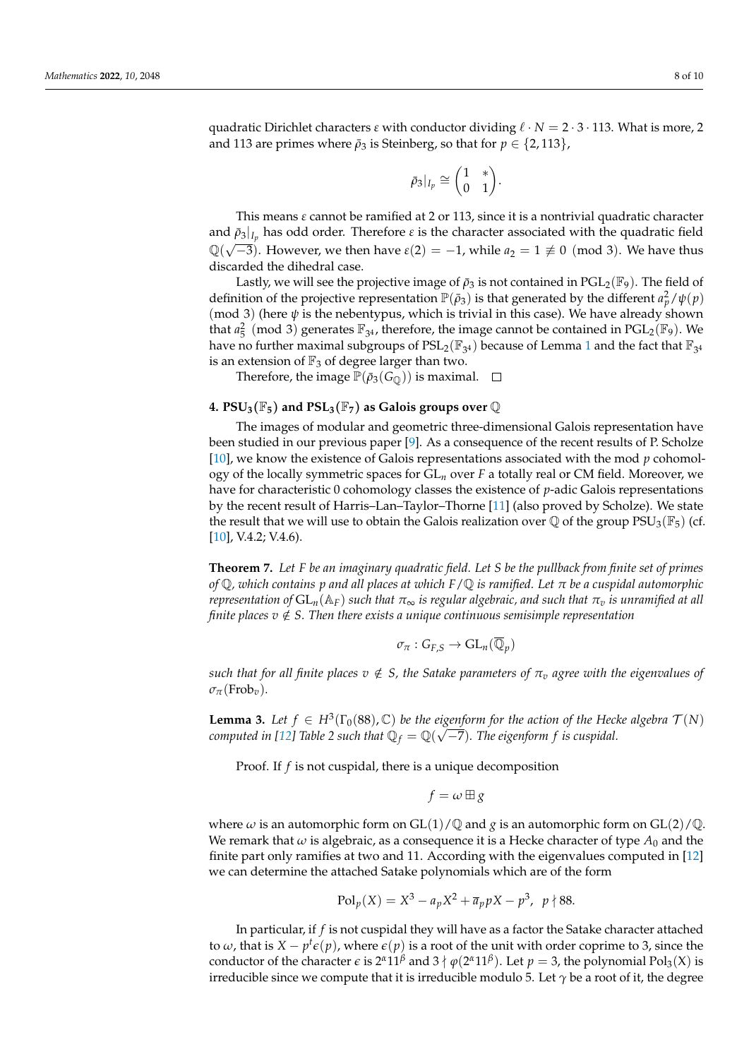quadratic Dirichlet characters $\varepsilon$ with conductor dividing $\ell \cdot N = 2 \cdot 3 \cdot 113$. What is more, 2 and 113 are primes where $\bar{\rho}_3$ is Steinberg, so that for $p \in \{2, 113\}$,

$$\bar{\rho}_3|_{I_p} \cong \begin{pmatrix} 1 & * \\ 0 & 1 \end{pmatrix}.$$

This means $\varepsilon$ cannot be ramified at 2 or 113, since it is a nontrivial quadratic character and $\bar{\rho}_3|_{I_p}$ has odd order. Therefore $\varepsilon$ is the character associated with the quadratic field $\mathbb{Q}(\sqrt{-3})$. However, we then have $\varepsilon(2) = -1$, while $a_2 = 1 \not\equiv 0 \pmod 3$. We have thus discarded the dihedral case.

Lastly, we will see the projective image of $\bar{\rho}_3$ is not contained in $\mathrm{PGL}_2(\mathbb{F}_9)$. The field of definition of the projective representation $\mathbb{P}(\bar{\rho}_3)$ is that generated by the different $a_p^2/\psi(p) \pmod 3$ (here $\psi$ is the nebentypus, which is trivial in this case). We have already shown that $a_5^2 \pmod 3$ generates $\mathbb{F}_{3^4}$, therefore, the image cannot be contained in $\mathrm{PGL}_2(\mathbb{F}_9)$. We have no further maximal subgroups of $\mathrm{PSL}_2(\mathbb{F}_{3^4})$ because of Lemma 1 and the fact that $\mathbb{F}_{3^4}$ is an extension of $\mathbb{F}_3$ of degree larger than two.

Therefore, the image $\mathbb{P}(\bar{\rho}_3(G_{\mathbb{Q}}))$ is maximal. □

## 4. $\mathrm{PSU}_3(\mathbb{F}_5)$ and $\mathrm{PSL}_3(\mathbb{F}_7)$ as Galois groups over $\mathbb{Q}$

The images of modular and geometric three-dimensional Galois representation have been studied in our previous paper [9]. As a consequence of the recent results of P. Scholze [10], we know the existence of Galois representations associated with the mod $p$ cohomology of the locally symmetric spaces for $\mathrm{GL}_n$ over $F$ a totally real or CM field. Moreover, we have for characteristic 0 cohomology classes the existence of $p$-adic Galois representations by the recent result of Harris–Lan–Taylor–Thorne [11] (also proved by Scholze). We state the result that we will use to obtain the Galois realization over $\mathbb{Q}$ of the group $\mathrm{PSU}_3(\mathbb{F}_5)$ (cf. [10], V.4.2; V.4.6).

**Theorem 7.** *Let $F$ be an imaginary quadratic field. Let $S$ be the pullback from finite set of primes of $\mathbb{Q}$, which contains $p$ and all places at which $F/\mathbb{Q}$ is ramified. Let $\pi$ be a cuspidal automorphic representation of $\mathrm{GL}_n(\mathbb{A}_F)$ such that $\pi_\infty$ is regular algebraic, and such that $\pi_v$ is unramified at all finite places $v \notin S$. Then there exists a unique continuous semisimple representation*

$$\sigma_\pi : G_{F,S} \to \mathrm{GL}_n(\overline{\mathbb{Q}}_p)$$

*such that for all finite places $v \notin S$, the Satake parameters of $\pi_v$ agree with the eigenvalues of $\sigma_\pi(\mathrm{Frob}_v)$.*

**Lemma 3.** *Let $f \in H^3(\Gamma_0(88), \mathbb{C})$ be the eigenform for the action of the Hecke algebra $\mathcal{T}(N)$ computed in [12] Table 2 such that $\mathbb{Q}_f = \mathbb{Q}(\sqrt{-7})$. The eigenform $f$ is cuspidal.*

Proof. If $f$ is not cuspidal, there is a unique decomposition

$$f = \omega \boxplus g$$

where $\omega$ is an automorphic form on $\mathrm{GL}(1)/\mathbb{Q}$ and $g$ is an automorphic form on $\mathrm{GL}(2)/\mathbb{Q}$. We remark that $\omega$ is algebraic, as a consequence it is a Hecke character of type $A_0$ and the finite part only ramifies at two and 11. According with the eigenvalues computed in [12] we can determine the attached Satake polynomials which are of the form

$$\mathrm{Pol}_p(X) = X^3 - a_p X^2 + \overline{a}_p p X - p^3, \;\; p \nmid 88.$$

In particular, if $f$ is not cuspidal they will have as a factor the Satake character attached to $\omega$, that is $X - p^t \epsilon(p)$, where $\epsilon(p)$ is a root of the unit with order coprime to 3, since the conductor of the character $\epsilon$ is $2^\alpha 11^\beta$ and $3 \nmid \varphi(2^\alpha 11^\beta)$. Let $p = 3$, the polynomial $\mathrm{Pol}_3(X)$ is irreducible since we compute that it is irreducible modulo 5. Let $\gamma$ be a root of it, the degree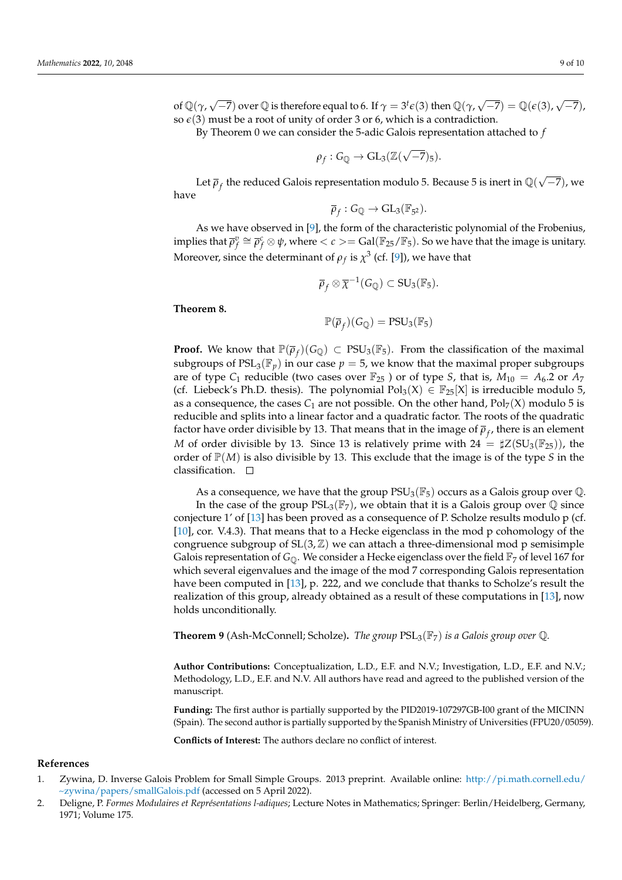of $\mathbb{Q}(\gamma, \sqrt{-7})$ over $\mathbb{Q}$ is therefore equal to 6. If $\gamma = 3^t\epsilon(3)$ then $\mathbb{Q}(\gamma, \sqrt{-7}) = \mathbb{Q}(\epsilon(3), \sqrt{-7})$, so $\epsilon(3)$ must be a root of unity of order 3 or 6, which is a contradiction.

By Theorem 0 we can consider the 5-adic Galois representation attached to $f$

$$\rho_f : G_{\mathbb{Q}} \to \mathrm{GL}_3(\mathbb{Z}(\sqrt{-7})_5).$$

Let $\overline{\rho}_f$ the reduced Galois representation modulo 5. Because 5 is inert in $\mathbb{Q}(\sqrt{-7})$, we have

$$\overline{\rho}_f : G_{\mathbb{Q}} \to \mathrm{GL}_3(\mathbb{F}_{5^2}).$$

As we have observed in [9], the form of the characteristic polynomial of the Frobenius, implies that $\overline{\rho}_f^{\vee} \cong \overline{\rho}_f^{c} \otimes \psi$, where $< c >= \mathrm{Gal}(\mathbb{F}_{25}/\mathbb{F}_5)$. So we have that the image is unitary. Moreover, since the determinant of $\rho_f$ is $\chi^3$ (cf. [9]), we have that

$$\overline{\rho}_f \otimes \overline{\chi}^{-1}(G_{\mathbb{Q}}) \subset \mathrm{SU}_3(\mathbb{F}_5).$$

**Theorem 8.**

$$\mathbb{P}(\overline{\rho}_f)(G_{\mathbb{Q}}) = \mathrm{PSU}_3(\mathbb{F}_5)$$

**Proof.** We know that $\mathbb{P}(\overline{\rho}_f)(G_{\mathbb{Q}}) \subset \mathrm{PSU}_3(\mathbb{F}_5)$. From the classification of the maximal subgroups of $\mathrm{PSL}_3(\mathbb{F}_p)$ in our case $p = 5$, we know that the maximal proper subgroups are of type $C_1$ reducible (two cases over $\mathbb{F}_{25}$ ) or of type $S$, that is, $M_{10} = A_6.2$ or $A_7$ (cf. Liebeck's Ph.D. thesis). The polynomial $\mathrm{Pol}_3(X) \in \mathbb{F}_{25}[X]$ is irreducible modulo 5, as a consequence, the cases $C_1$ are not possible. On the other hand, $\mathrm{Pol}_7(X)$ modulo 5 is reducible and splits into a linear factor and a quadratic factor. The roots of the quadratic factor have order divisible by 13. That means that in the image of $\overline{\rho}_f$, there is an element $M$ of order divisible by 13. Since 13 is relatively prime with $24 = \sharp Z(\mathrm{SU}_3(\mathbb{F}_{25}))$, the order of $\mathbb{P}(M)$ is also divisible by 13. This exclude that the image is of the type $S$ in the classification. □

As a consequence, we have that the group $\mathrm{PSU}_3(\mathbb{F}_5)$ occurs as a Galois group over $\mathbb{Q}$.

In the case of the group $\mathrm{PSL}_3(\mathbb{F}_7)$, we obtain that it is a Galois group over $\mathbb{Q}$ since conjecture 1' of [13] has been proved as a consequence of P. Scholze results modulo p (cf. [10], cor. V.4.3). That means that to a Hecke eigenclass in the mod p cohomology of the congruence subgroup of $\mathrm{SL}(3, \mathbb{Z})$ we can attach a three-dimensional mod p semisimple Galois representation of $G_{\mathbb{Q}}$. We consider a Hecke eigenclass over the field $\mathbb{F}_7$ of level 167 for which several eigenvalues and the image of the mod 7 corresponding Galois representation have been computed in [13], p. 222, and we conclude that thanks to Scholze's result the realization of this group, already obtained as a result of these computations in [13], now holds unconditionally.

**Theorem 9** (Ash-McConnell; Scholze)**.** *The group* $\mathrm{PSL}_3(\mathbb{F}_7)$ *is a Galois group over* $\mathbb{Q}$*.*

**Author Contributions:** Conceptualization, L.D., E.F. and N.V.; Investigation, L.D., E.F. and N.V.; Methodology, L.D., E.F. and N.V. All authors have read and agreed to the published version of the manuscript.

**Funding:** The first author is partially supported by the PID2019-107297GB-I00 grant of the MICINN (Spain). The second author is partially supported by the Spanish Ministry of Universities (FPU20/05059).

**Conflicts of Interest:** The authors declare no conflict of interest.

## References

1. Zywina, D. Inverse Galois Problem for Small Simple Groups. 2013 preprint. Available online: http://pi.math.cornell.edu/~zywina/papers/smallGalois.pdf (accessed on 5 April 2022).
2. Deligne, P. *Formes Modulaires et Représentations l-adiques*; Lecture Notes in Mathematics; Springer: Berlin/Heidelberg, Germany, 1971; Volume 175.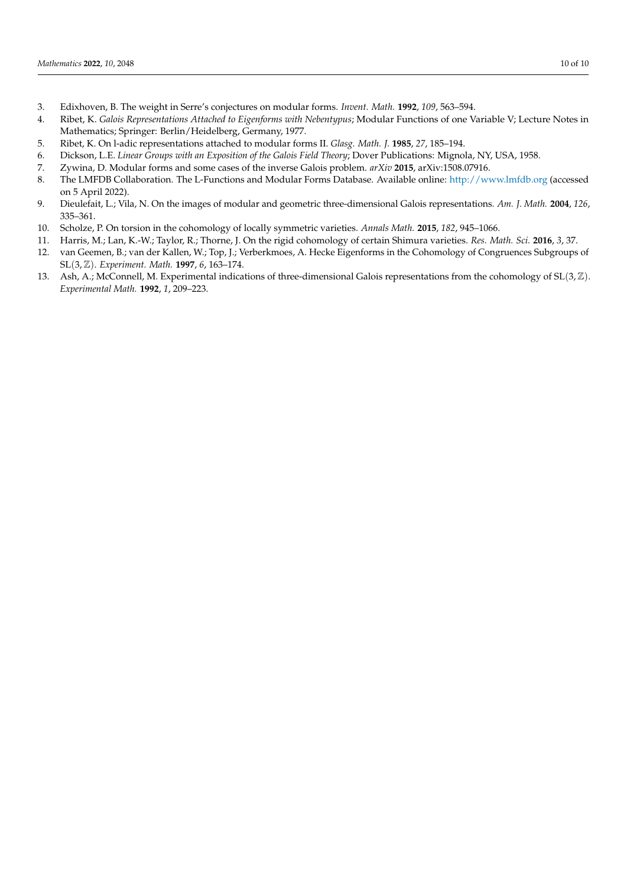3. Edixhoven, B. The weight in Serre's conjectures on modular forms. *Invent. Math.* **1992**, *109*, 563–594.
4. Ribet, K. *Galois Representations Attached to Eigenforms with Nebentypus*; Modular Functions of one Variable V; Lecture Notes in Mathematics; Springer: Berlin/Heidelberg, Germany, 1977.
5. Ribet, K. On l-adic representations attached to modular forms II. *Glasg. Math. J.* **1985**, *27*, 185–194.
6. Dickson, L.E. *Linear Groups with an Exposition of the Galois Field Theory*; Dover Publications: Mignola, NY, USA, 1958.
7. Zywina, D. Modular forms and some cases of the inverse Galois problem. *arXiv* **2015**, arXiv:1508.07916.
8. The LMFDB Collaboration. The L-Functions and Modular Forms Database. Available online: http://www.lmfdb.org (accessed on 5 April 2022).
9. Dieulefait, L.; Vila, N. On the images of modular and geometric three-dimensional Galois representations. *Am. J. Math.* **2004**, *126*, 335–361.
10. Scholze, P. On torsion in the cohomology of locally symmetric varieties. *Annals Math.* **2015**, *182*, 945–1066.
11. Harris, M.; Lan, K.-W.; Taylor, R.; Thorne, J. On the rigid cohomology of certain Shimura varieties. *Res. Math. Sci.* **2016**, *3*, 37.
12. van Geemen, B.; van der Kallen, W.; Top, J.; Verberkmoes, A. Hecke Eigenforms in the Cohomology of Congruences Subgroups of $\mathrm{SL}(3,\mathbb{Z})$. *Experiment. Math.* **1997**, *6*, 163–174.
13. Ash, A.; McConnell, M. Experimental indications of three-dimensional Galois representations from the cohomology of $\mathrm{SL}(3,\mathbb{Z})$. *Experimental Math.* **1992**, *1*, 209–223.